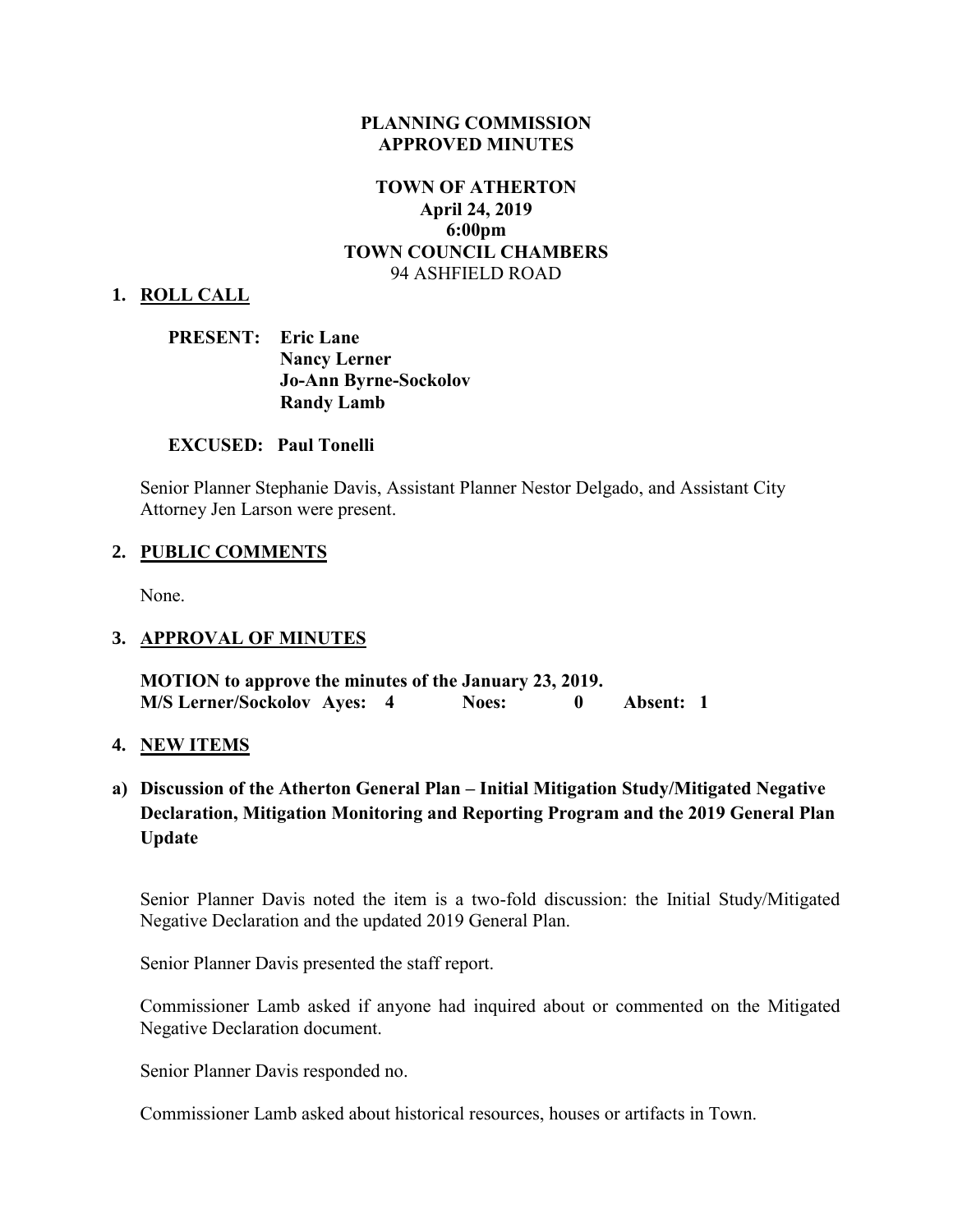**PLANNING COMMISSION**
**APPROVED MINUTES**

**TOWN OF ATHERTON**
**April 24, 2019**
**6:00pm**
**TOWN COUNCIL CHAMBERS**
94 ASHFIELD ROAD

## 1. ROLL CALL

**PRESENT: Eric Lane**
**Nancy Lerner**
**Jo-Ann Byrne-Sockolov**
**Randy Lamb**

**EXCUSED: Paul Tonelli**

Senior Planner Stephanie Davis, Assistant Planner Nestor Delgado, and Assistant City Attorney Jen Larson were present.

## 2. PUBLIC COMMENTS

None.

## 3. APPROVAL OF MINUTES

**MOTION to approve the minutes of the January 23, 2019.**
**M/S Lerner/Sockolov Ayes: 4 Noes: 0 Absent: 1**

## 4. NEW ITEMS

### a) Discussion of the Atherton General Plan – Initial Mitigation Study/Mitigated Negative Declaration, Mitigation Monitoring and Reporting Program and the 2019 General Plan Update

Senior Planner Davis noted the item is a two-fold discussion: the Initial Study/Mitigated Negative Declaration and the updated 2019 General Plan.

Senior Planner Davis presented the staff report.

Commissioner Lamb asked if anyone had inquired about or commented on the Mitigated Negative Declaration document.

Senior Planner Davis responded no.

Commissioner Lamb asked about historical resources, houses or artifacts in Town.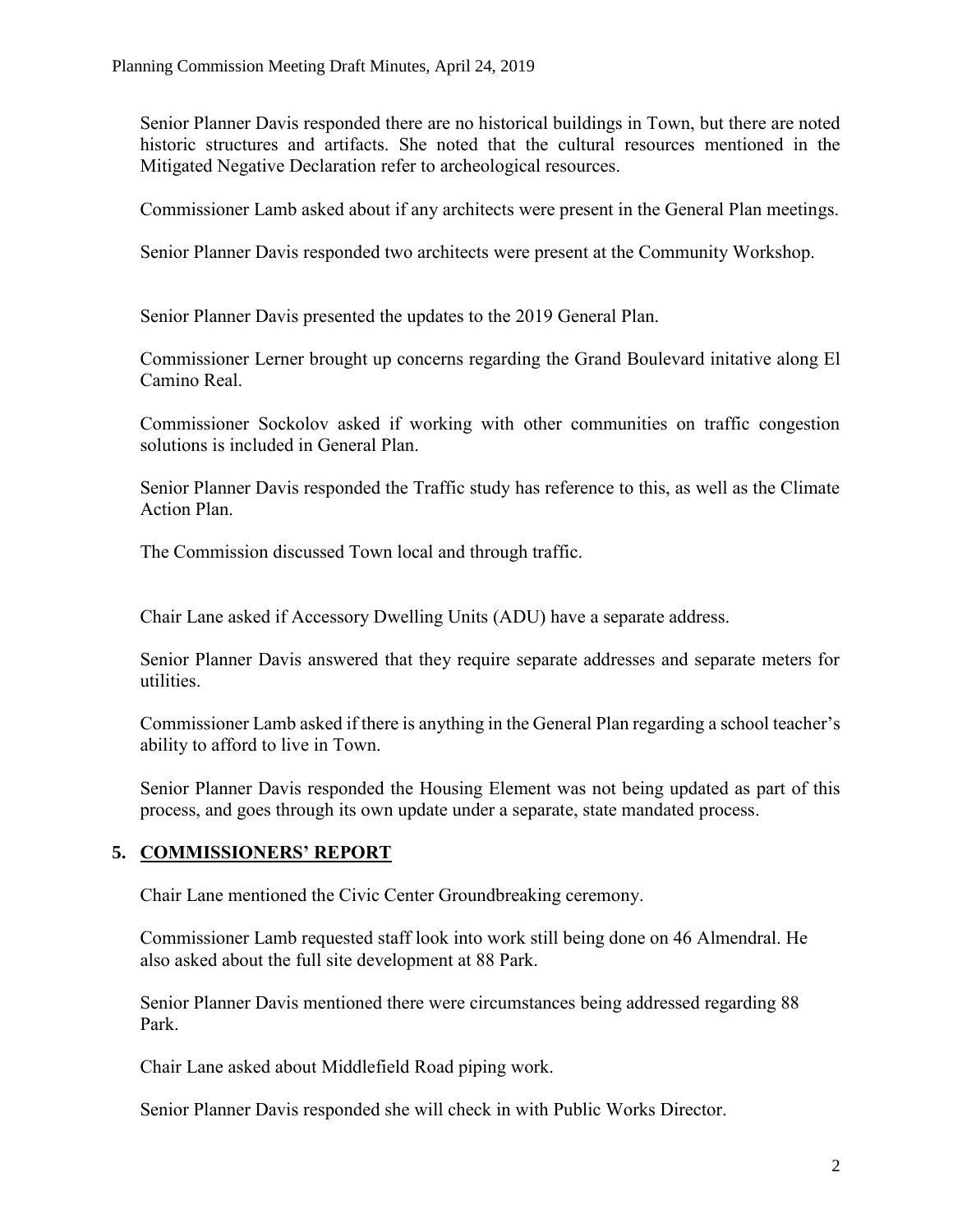Senior Planner Davis responded there are no historical buildings in Town, but there are noted historic structures and artifacts. She noted that the cultural resources mentioned in the Mitigated Negative Declaration refer to archeological resources.

Commissioner Lamb asked about if any architects were present in the General Plan meetings.

Senior Planner Davis responded two architects were present at the Community Workshop.

Senior Planner Davis presented the updates to the 2019 General Plan.

Commissioner Lerner brought up concerns regarding the Grand Boulevard initative along El Camino Real.

Commissioner Sockolov asked if working with other communities on traffic congestion solutions is included in General Plan.

Senior Planner Davis responded the Traffic study has reference to this, as well as the Climate Action Plan.

The Commission discussed Town local and through traffic.

Chair Lane asked if Accessory Dwelling Units (ADU) have a separate address.

Senior Planner Davis answered that they require separate addresses and separate meters for utilities.

Commissioner Lamb asked if there is anything in the General Plan regarding a school teacher's ability to afford to live in Town.

Senior Planner Davis responded the Housing Element was not being updated as part of this process, and goes through its own update under a separate, state mandated process.

## 5. COMMISSIONERS' REPORT

Chair Lane mentioned the Civic Center Groundbreaking ceremony.

Commissioner Lamb requested staff look into work still being done on 46 Almendral. He also asked about the full site development at 88 Park.

Senior Planner Davis mentioned there were circumstances being addressed regarding 88 Park.

Chair Lane asked about Middlefield Road piping work.

Senior Planner Davis responded she will check in with Public Works Director.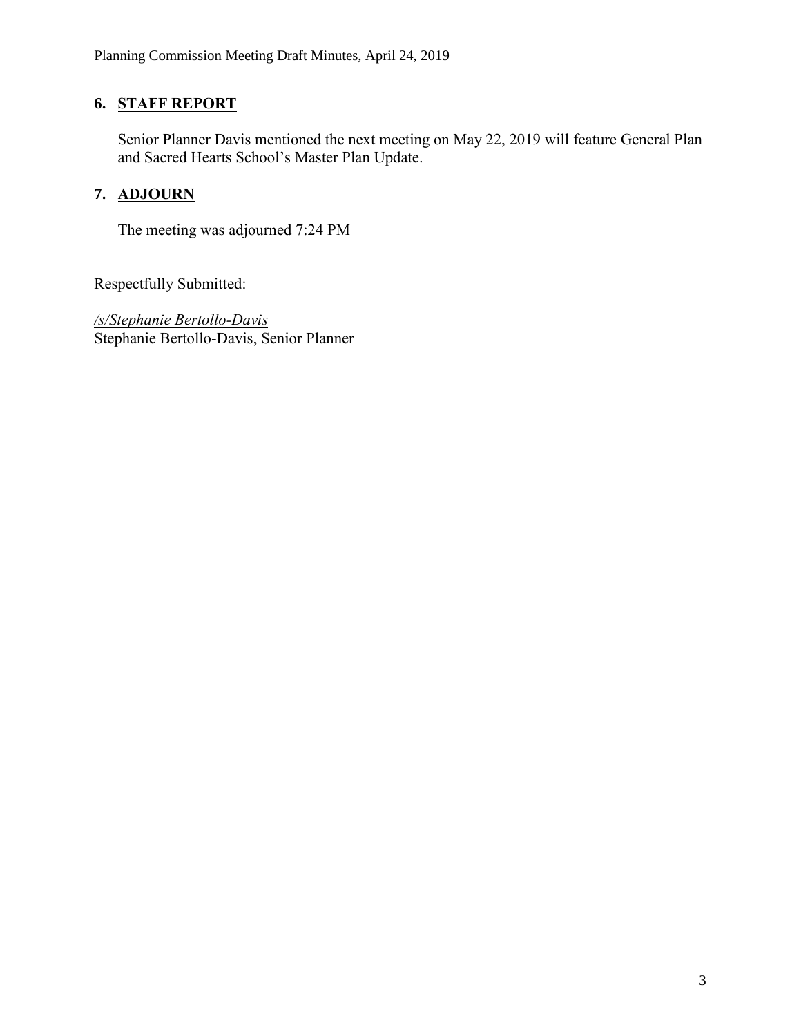## 6. STAFF REPORT

Senior Planner Davis mentioned the next meeting on May 22, 2019 will feature General Plan and Sacred Hearts School's Master Plan Update.

## 7. ADJOURN

The meeting was adjourned 7:24 PM

Respectfully Submitted:

*/s/Stephanie Bertollo-Davis*
Stephanie Bertollo-Davis, Senior Planner